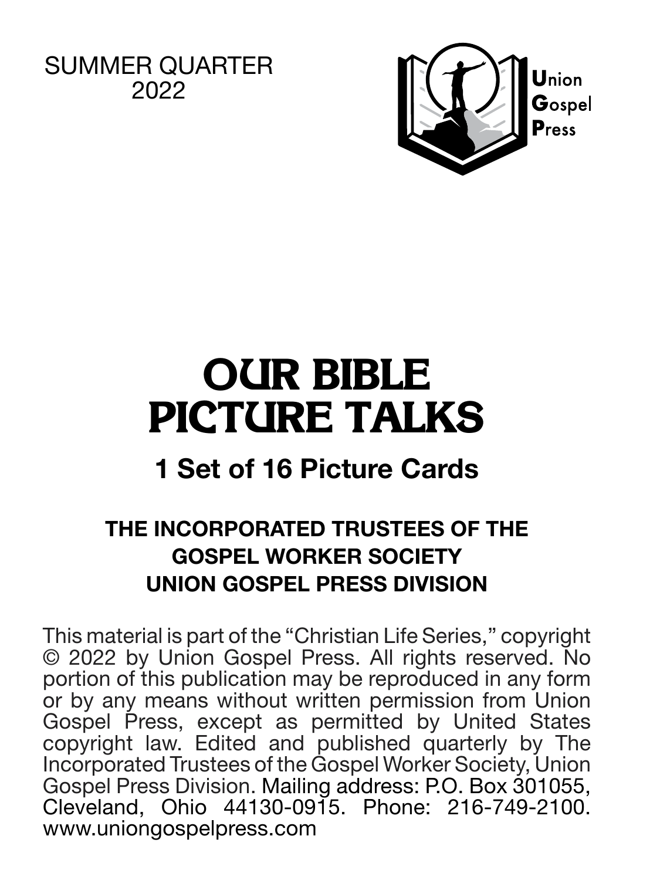SUMMER QUARTER
2022

Union
Gospel
Press

# OUR BIBLE PICTURE TALKS

## 1 Set of 16 Picture Cards

**THE INCORPORATED TRUSTEES OF THE GOSPEL WORKER SOCIETY**
**UNION GOSPEL PRESS DIVISION**

This material is part of the "Christian Life Series," copyright © 2022 by Union Gospel Press. All rights reserved. No portion of this publication may be reproduced in any form or by any means without written permission from Union Gospel Press, except as permitted by United States copyright law. Edited and published quarterly by The Incorporated Trustees of the Gospel Worker Society, Union Gospel Press Division. Mailing address: P.O. Box 301055, Cleveland, Ohio 44130-0915. Phone: 216-749-2100. www.uniongospelpress.com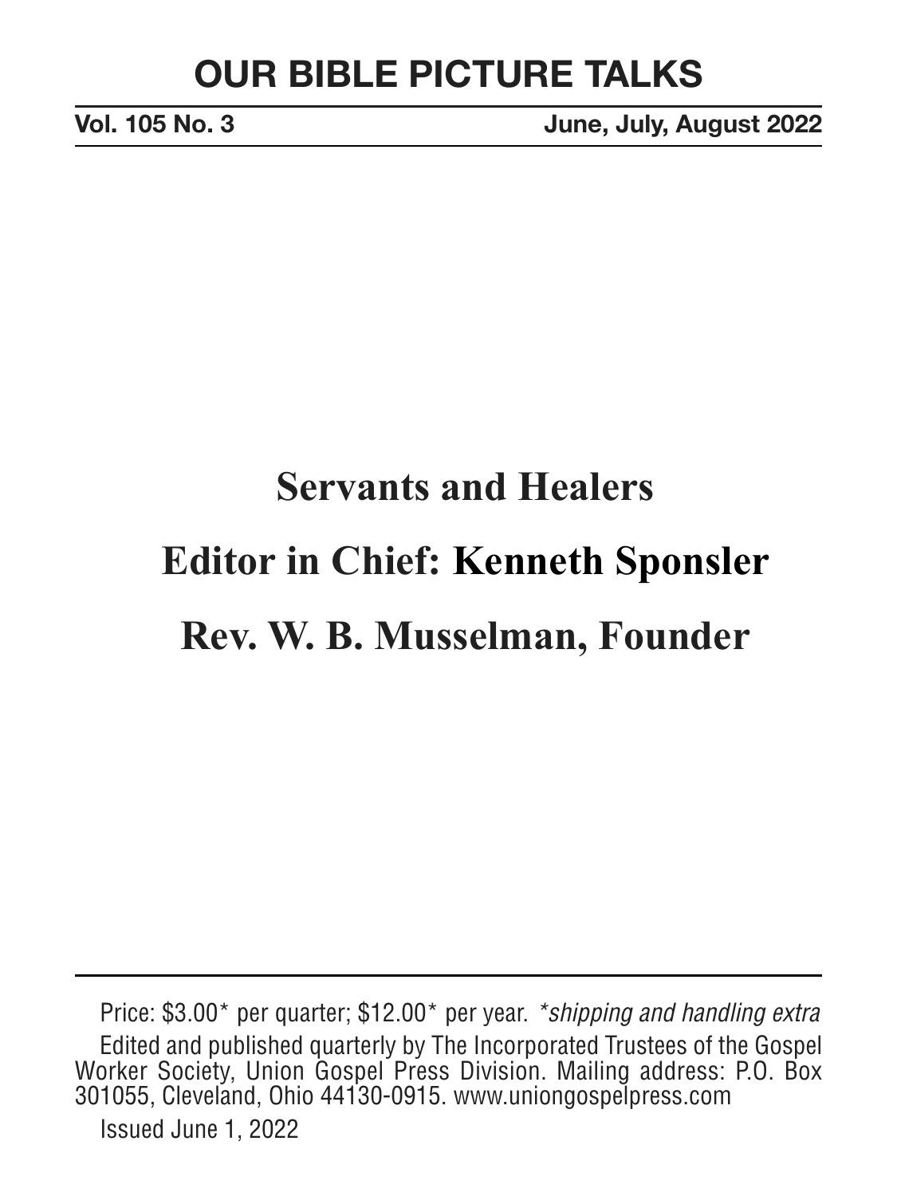# OUR BIBLE PICTURE TALKS

**Vol. 105 No. 3** **June, July, August 2022**

## Servants and Healers

## Editor in Chief: Kenneth Sponsler

## Rev. W. B. Musselman, Founder

Price: $3.00* per quarter; $12.00* per year. **shipping and handling extra*

Edited and published quarterly by The Incorporated Trustees of the Gospel Worker Society, Union Gospel Press Division. Mailing address: P.O. Box 301055, Cleveland, Ohio 44130-0915. www.uniongospelpress.com

Issued June 1, 2022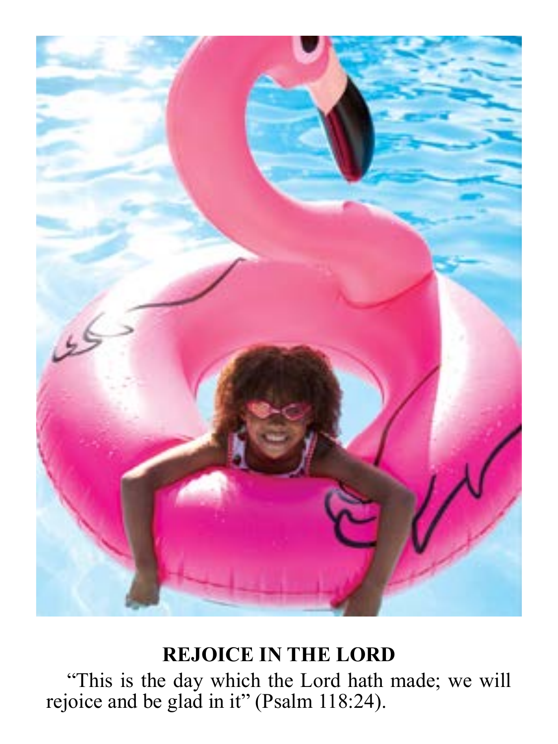## REJOICE IN THE LORD

"This is the day which the Lord hath made; we will rejoice and be glad in it" (Psalm 118:24).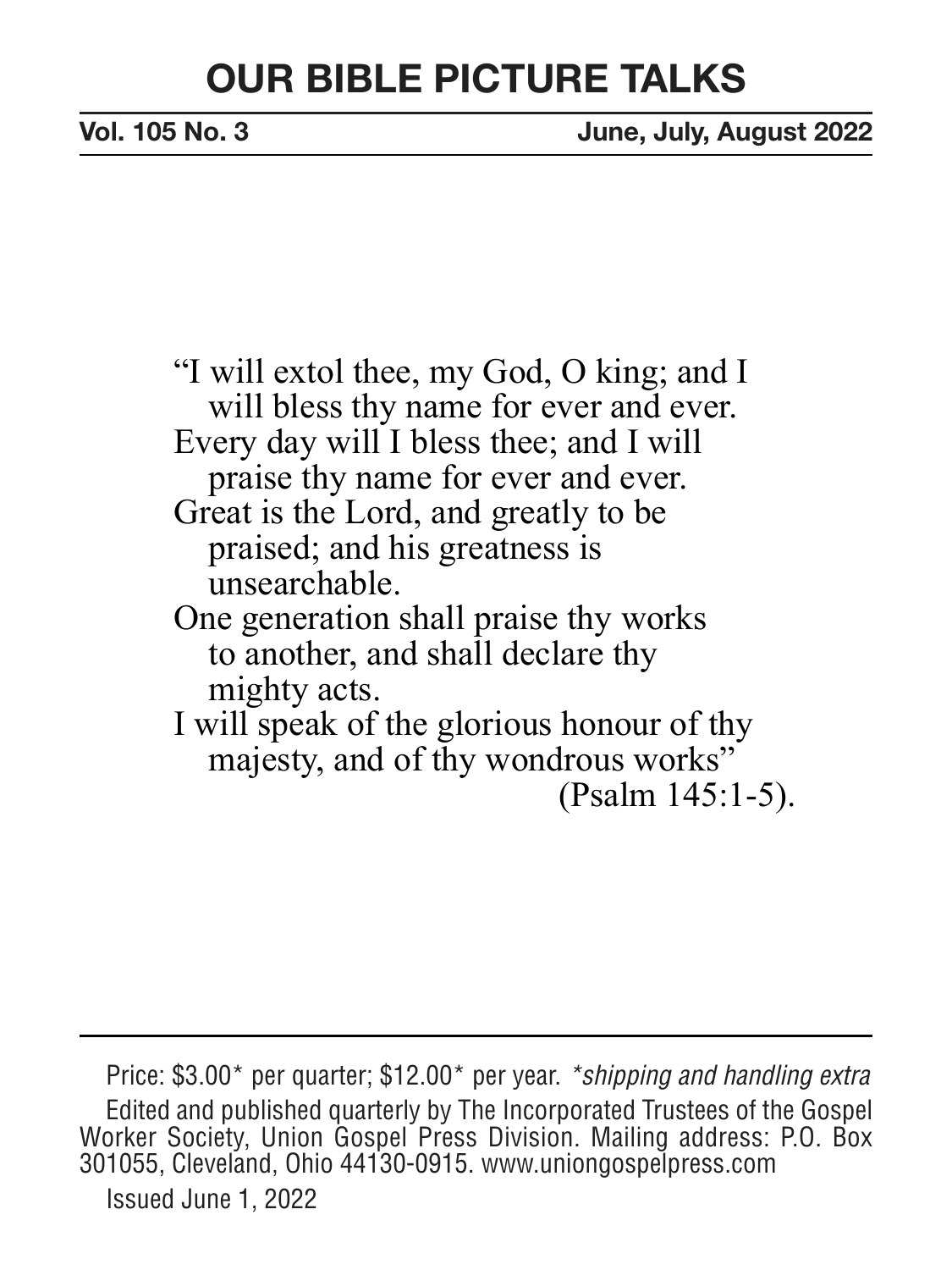# OUR BIBLE PICTURE TALKS

**Vol. 105 No. 3** **June, July, August 2022**

"I will extol thee, my God, O king; and I
will bless thy name for ever and ever.
Every day will I bless thee; and I will
praise thy name for ever and ever.
Great is the Lord, and greatly to be
praised; and his greatness is
unsearchable.
One generation shall praise thy works
to another, and shall declare thy
mighty acts.
I will speak of the glorious honour of thy
majesty, and of thy wondrous works"
(Psalm 145:1-5).

---

Price: $3.00* per quarter; $12.00* per year. **shipping and handling extra*

Edited and published quarterly by The Incorporated Trustees of the Gospel Worker Society, Union Gospel Press Division. Mailing address: P.O. Box 301055, Cleveland, Ohio 44130-0915. www.uniongospelpress.com

Issued June 1, 2022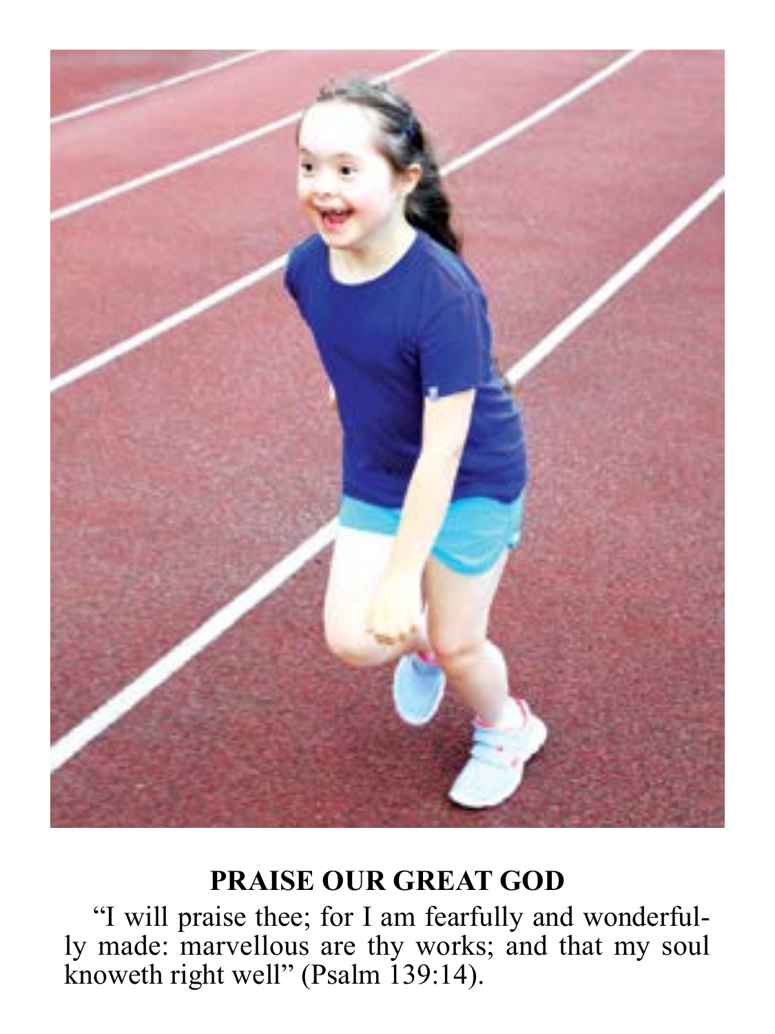## PRAISE OUR GREAT GOD

"I will praise thee; for I am fearfully and wonderfully made: marvellous are thy works; and that my soul knoweth right well" (Psalm 139:14).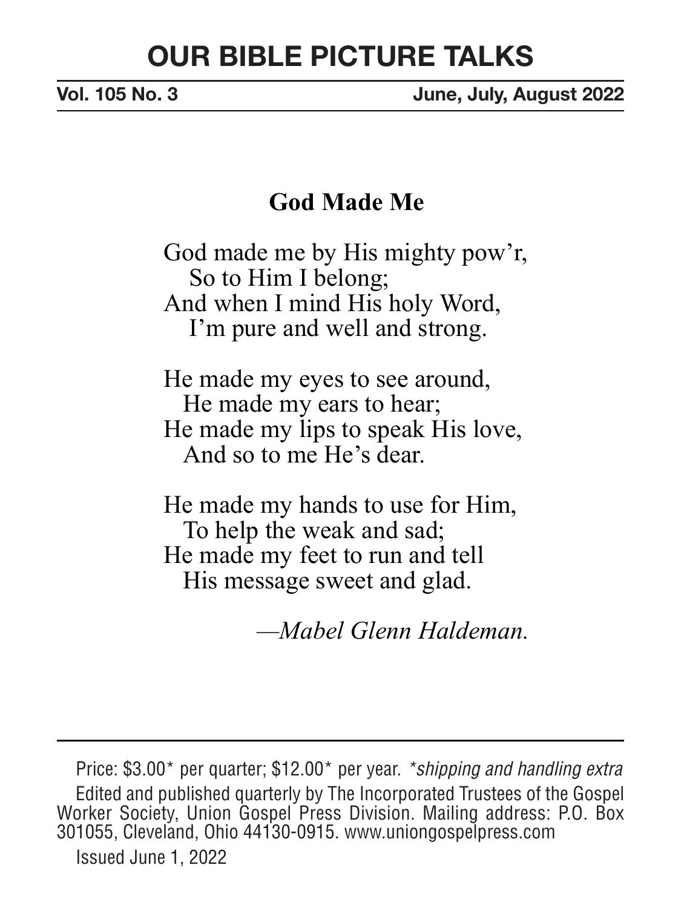# OUR BIBLE PICTURE TALKS

**Vol. 105 No. 3** **June, July, August 2022**

## God Made Me

God made me by His mighty pow'r,  
So to Him I belong;  
And when I mind His holy Word,  
I'm pure and well and strong.

He made my eyes to see around,  
He made my ears to hear;  
He made my lips to speak His love,  
And so to me He's dear.

He made my hands to use for Him,  
To help the weak and sad;  
He made my feet to run and tell  
His message sweet and glad.

*—Mabel Glenn Haldeman.*

---

Price: $3.00* per quarter; $12.00* per year. *\*shipping and handling extra*

Edited and published quarterly by The Incorporated Trustees of the Gospel Worker Society, Union Gospel Press Division. Mailing address: P.O. Box 301055, Cleveland, Ohio 44130-0915. www.uniongospelpress.com

Issued June 1, 2022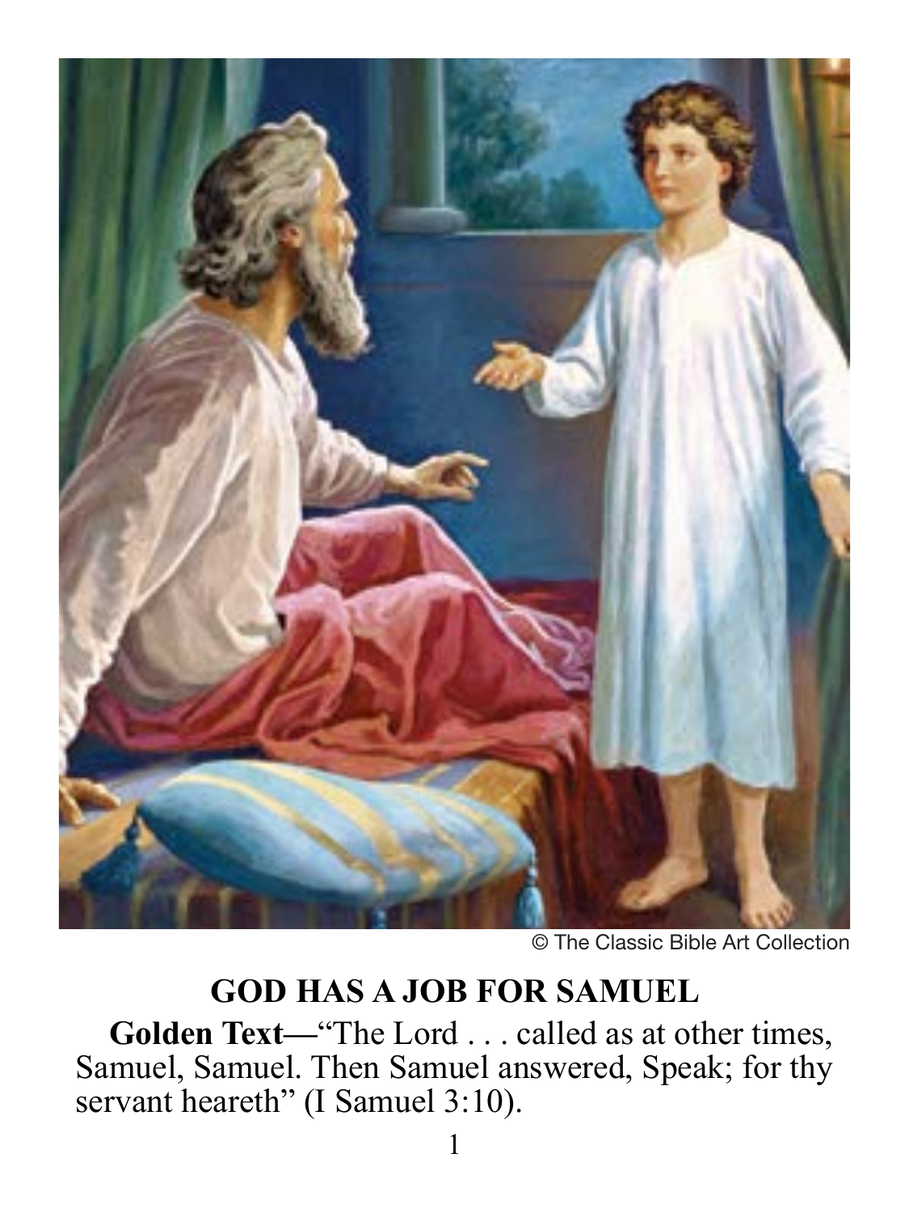© The Classic Bible Art Collection

## GOD HAS A JOB FOR SAMUEL

**Golden Text—**"The Lord . . . called as at other times, Samuel, Samuel. Then Samuel answered, Speak; for thy servant heareth" (I Samuel 3:10).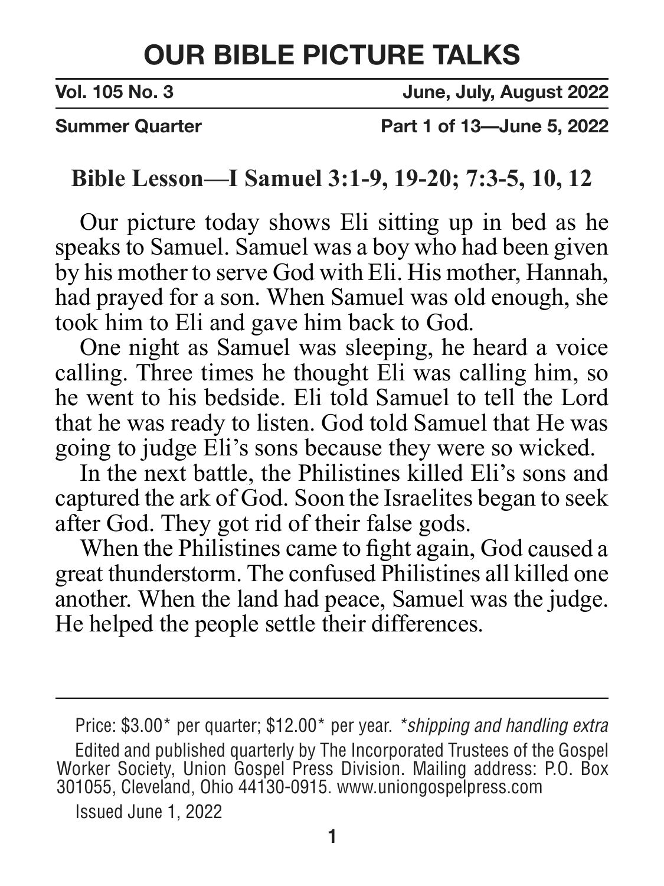# OUR BIBLE PICTURE TALKS

**Vol. 105 No. 3** **June, July, August 2022**

**Summer Quarter** **Part 1 of 13—June 5, 2022**

## Bible Lesson—I Samuel 3:1-9, 19-20; 7:3-5, 10, 12

Our picture today shows Eli sitting up in bed as he speaks to Samuel. Samuel was a boy who had been given by his mother to serve God with Eli. His mother, Hannah, had prayed for a son. When Samuel was old enough, she took him to Eli and gave him back to God.

One night as Samuel was sleeping, he heard a voice calling. Three times he thought Eli was calling him, so he went to his bedside. Eli told Samuel to tell the Lord that he was ready to listen. God told Samuel that He was going to judge Eli's sons because they were so wicked.

In the next battle, the Philistines killed Eli's sons and captured the ark of God. Soon the Israelites began to seek after God. They got rid of their false gods.

When the Philistines came to fight again, God caused a great thunderstorm. The confused Philistines all killed one another. When the land had peace, Samuel was the judge. He helped the people settle their differences.

---

Price: $3.00* per quarter; $12.00* per year. **shipping and handling extra*

Edited and published quarterly by The Incorporated Trustees of the Gospel Worker Society, Union Gospel Press Division. Mailing address: P.O. Box 301055, Cleveland, Ohio 44130-0915. www.uniongospelpress.com

Issued June 1, 2022